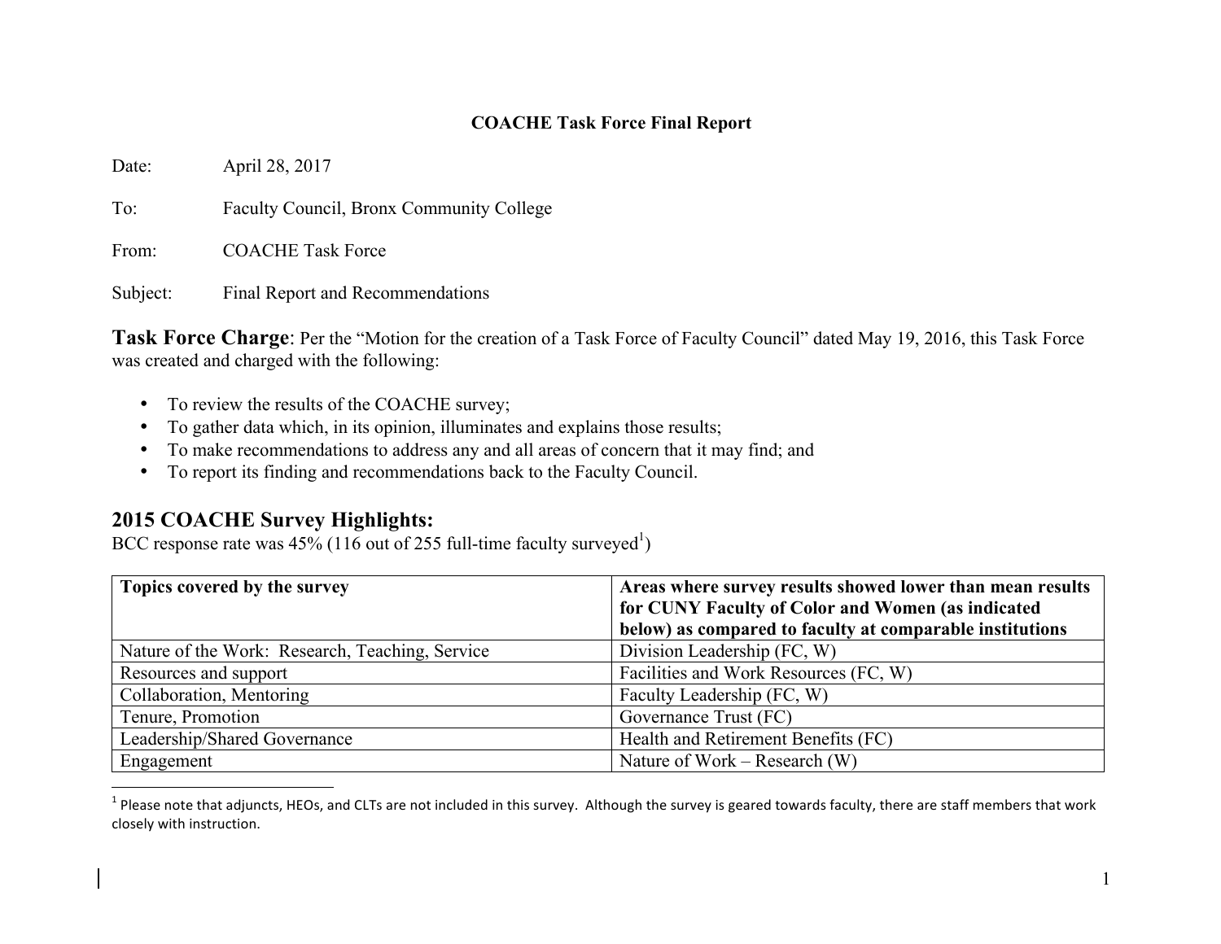**COACHE Task Force Final Report**

Date: April 28, 2017

To: Faculty Council, Bronx Community College

From: COACHE Task Force

Subject: Final Report and Recommendations

**Task Force Charge**: Per the "Motion for the creation of a Task Force of Faculty Council" dated May 19, 2016, this Task Force was created and charged with the following:

- To review the results of the COACHE survey;
- To gather data which, in its opinion, illuminates and explains those results;
- To make recommendations to address any and all areas of concern that it may find; and
- To report its finding and recommendations back to the Faculty Council.

## 2015 COACHE Survey Highlights:

BCC response rate was 45% (116 out of 255 full-time faculty surveyed[1])

| Topics covered by the survey | Areas where survey results showed lower than mean results for CUNY Faculty of Color and Women (as indicated below) as compared to faculty at comparable institutions |
|---|---|
| Nature of the Work: Research, Teaching, Service | Division Leadership (FC, W) |
| Resources and support | Facilities and Work Resources (FC, W) |
| Collaboration, Mentoring | Faculty Leadership (FC, W) |
| Tenure, Promotion | Governance Trust (FC) |
| Leadership/Shared Governance | Health and Retirement Benefits (FC) |
| Engagement | Nature of Work – Research (W) |

[1] Please note that adjuncts, HEOs, and CLTs are not included in this survey. Although the survey is geared towards faculty, there are staff members that work closely with instruction.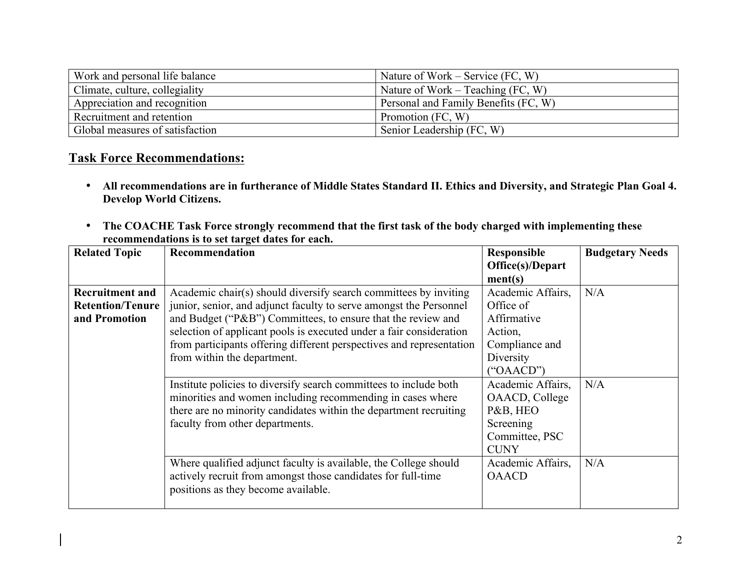| Work and personal life balance | Nature of Work – Service (FC, W) |
|---|---|
| Climate, culture, collegiality | Nature of Work – Teaching (FC, W) |
| Appreciation and recognition | Personal and Family Benefits (FC, W) |
| Recruitment and retention | Promotion (FC, W) |
| Global measures of satisfaction | Senior Leadership (FC, W) |

## Task Force Recommendations:

- **All recommendations are in furtherance of Middle States Standard II. Ethics and Diversity, and Strategic Plan Goal 4. Develop World Citizens.**

- **The COACHE Task Force strongly recommend that the first task of the body charged with implementing these recommendations is to set target dates for each.**

| Related Topic | Recommendation | Responsible Office(s)/Department(s) | Budgetary Needs |
|---|---|---|---|
| **Recruitment and Retention/Tenure and Promotion** | Academic chair(s) should diversify search committees by inviting junior, senior, and adjunct faculty to serve amongst the Personnel and Budget ("P&B") Committees, to ensure that the review and selection of applicant pools is executed under a fair consideration from participants offering different perspectives and representation from within the department. | Academic Affairs, Office of Affirmative Action, Compliance and Diversity ("OAACD") | N/A |
| | Institute policies to diversify search committees to include both minorities and women including recommending in cases where there are no minority candidates within the department recruiting faculty from other departments. | Academic Affairs, OAACD, College P&B, HEO Screening Committee, PSC CUNY | N/A |
| | Where qualified adjunct faculty is available, the College should actively recruit from amongst those candidates for full-time positions as they become available. | Academic Affairs, OAACD | N/A |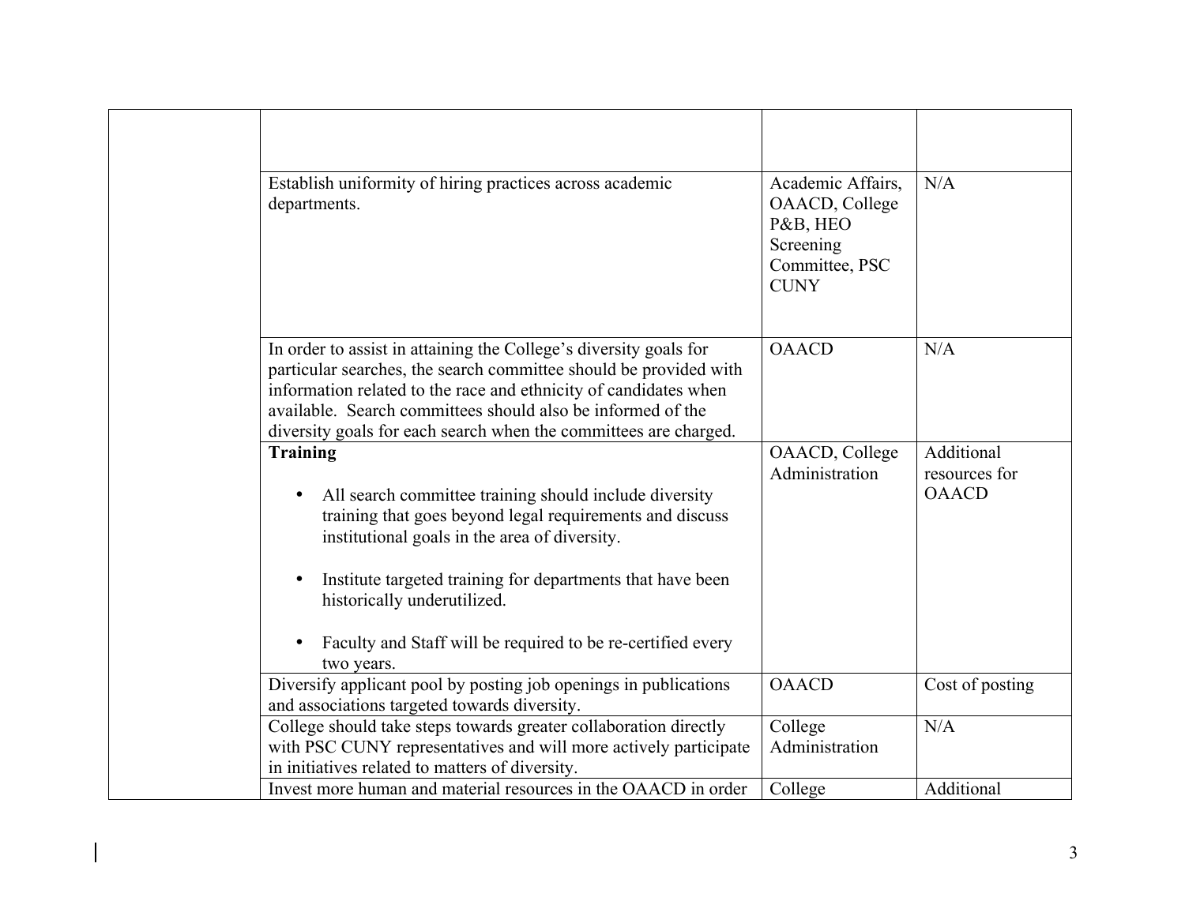| | | | |
|---|---|---|---|
| | | | |
| | Establish uniformity of hiring practices across academic departments. | Academic Affairs, OAACD, College P&B, HEO Screening Committee, PSC CUNY | N/A |
| | In order to assist in attaining the College's diversity goals for particular searches, the search committee should be provided with information related to the race and ethnicity of candidates when available. Search committees should also be informed of the diversity goals for each search when the committees are charged. | OAACD | N/A |
| | **Training**<br><br>• All search committee training should include diversity training that goes beyond legal requirements and discuss institutional goals in the area of diversity.<br><br>• Institute targeted training for departments that have been historically underutilized.<br><br>• Faculty and Staff will be required to be re-certified every two years. | OAACD, College Administration | Additional resources for OAACD |
| | Diversify applicant pool by posting job openings in publications and associations targeted towards diversity. | OAACD | Cost of posting |
| | College should take steps towards greater collaboration directly with PSC CUNY representatives and will more actively participate in initiatives related to matters of diversity. | College Administration | N/A |
| | Invest more human and material resources in the OAACD in order | College | Additional |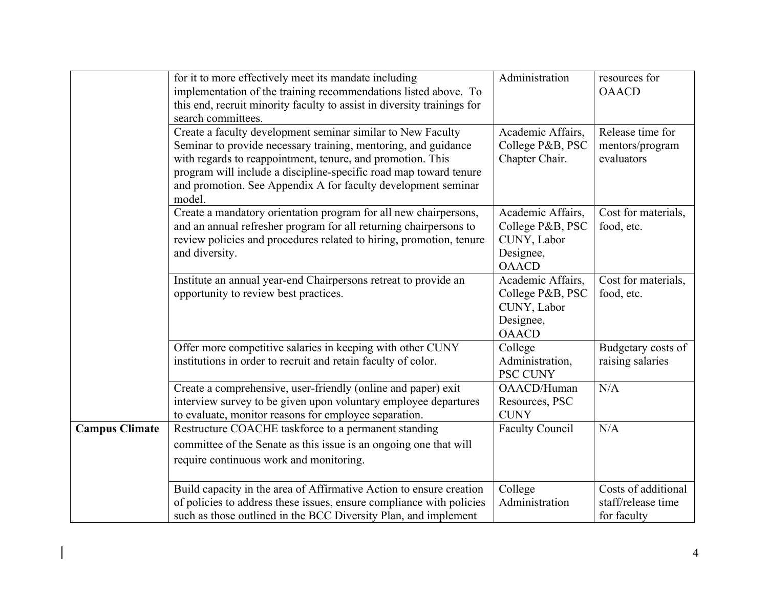| | | | |
|---|---|---|---|
| | for it to more effectively meet its mandate including implementation of the training recommendations listed above. To this end, recruit minority faculty to assist in diversity trainings for search committees. | Administration | resources for OAACD |
| | Create a faculty development seminar similar to New Faculty Seminar to provide necessary training, mentoring, and guidance with regards to reappointment, tenure, and promotion. This program will include a discipline-specific road map toward tenure and promotion. See Appendix A for faculty development seminar model. | Academic Affairs, College P&B, PSC Chapter Chair. | Release time for mentors/program evaluators |
| | Create a mandatory orientation program for all new chairpersons, and an annual refresher program for all returning chairpersons to review policies and procedures related to hiring, promotion, tenure and diversity. | Academic Affairs, College P&B, PSC CUNY, Labor Designee, OAACD | Cost for materials, food, etc. |
| | Institute an annual year-end Chairpersons retreat to provide an opportunity to review best practices. | Academic Affairs, College P&B, PSC CUNY, Labor Designee, OAACD | Cost for materials, food, etc. |
| | Offer more competitive salaries in keeping with other CUNY institutions in order to recruit and retain faculty of color. | College Administration, PSC CUNY | Budgetary costs of raising salaries |
| | Create a comprehensive, user-friendly (online and paper) exit interview survey to be given upon voluntary employee departures to evaluate, monitor reasons for employee separation. | OAACD/Human Resources, PSC CUNY | N/A |
| **Campus Climate** | Restructure COACHE taskforce to a permanent standing committee of the Senate as this issue is an ongoing one that will require continuous work and monitoring. | Faculty Council | N/A |
| | Build capacity in the area of Affirmative Action to ensure creation of policies to address these issues, ensure compliance with policies such as those outlined in the BCC Diversity Plan, and implement | College Administration | Costs of additional staff/release time for faculty |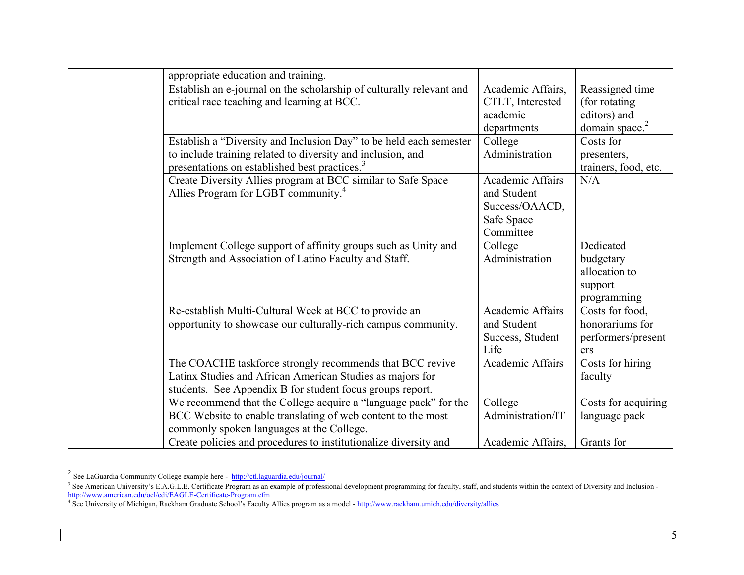| | | | |
|---|---|---|---|
| | appropriate education and training. | | |
| | Establish an e-journal on the scholarship of culturally relevant and critical race teaching and learning at BCC. | Academic Affairs, CTLT, Interested academic departments | Reassigned time (for rotating editors) and domain space.[2] |
| | Establish a "Diversity and Inclusion Day" to be held each semester to include training related to diversity and inclusion, and presentations on established best practices.[3] | College Administration | Costs for presenters, trainers, food, etc. |
| | Create Diversity Allies program at BCC similar to Safe Space Allies Program for LGBT community.[4] | Academic Affairs and Student Success/OAACD, Safe Space Committee | N/A |
| | Implement College support of affinity groups such as Unity and Strength and Association of Latino Faculty and Staff. | College Administration | Dedicated budgetary allocation to support programming |
| | Re-establish Multi-Cultural Week at BCC to provide an opportunity to showcase our culturally-rich campus community. | Academic Affairs and Student Success, Student Life | Costs for food, honorariums for performers/presenters |
| | The COACHE taskforce strongly recommends that BCC revive Latinx Studies and African American Studies as majors for students. See Appendix B for student focus groups report. | Academic Affairs | Costs for hiring faculty |
| | We recommend that the College acquire a "language pack" for the BCC Website to enable translating of web content to the most commonly spoken languages at the College. | College Administration/IT | Costs for acquiring language pack |
| | Create policies and procedures to institutionalize diversity and | Academic Affairs, | Grants for |

[2] See LaGuardia Community College example here - http://ctl.laguardia.edu/journal/

[3] See American University's E.A.G.L.E. Certificate Program as an example of professional development programming for faculty, staff, and students within the context of Diversity and Inclusion - http://www.american.edu/ocl/cdi/EAGLE-Certificate-Program.cfm

[4] See University of Michigan, Rackham Graduate School's Faculty Allies program as a model - http://www.rackham.umich.edu/diversity/allies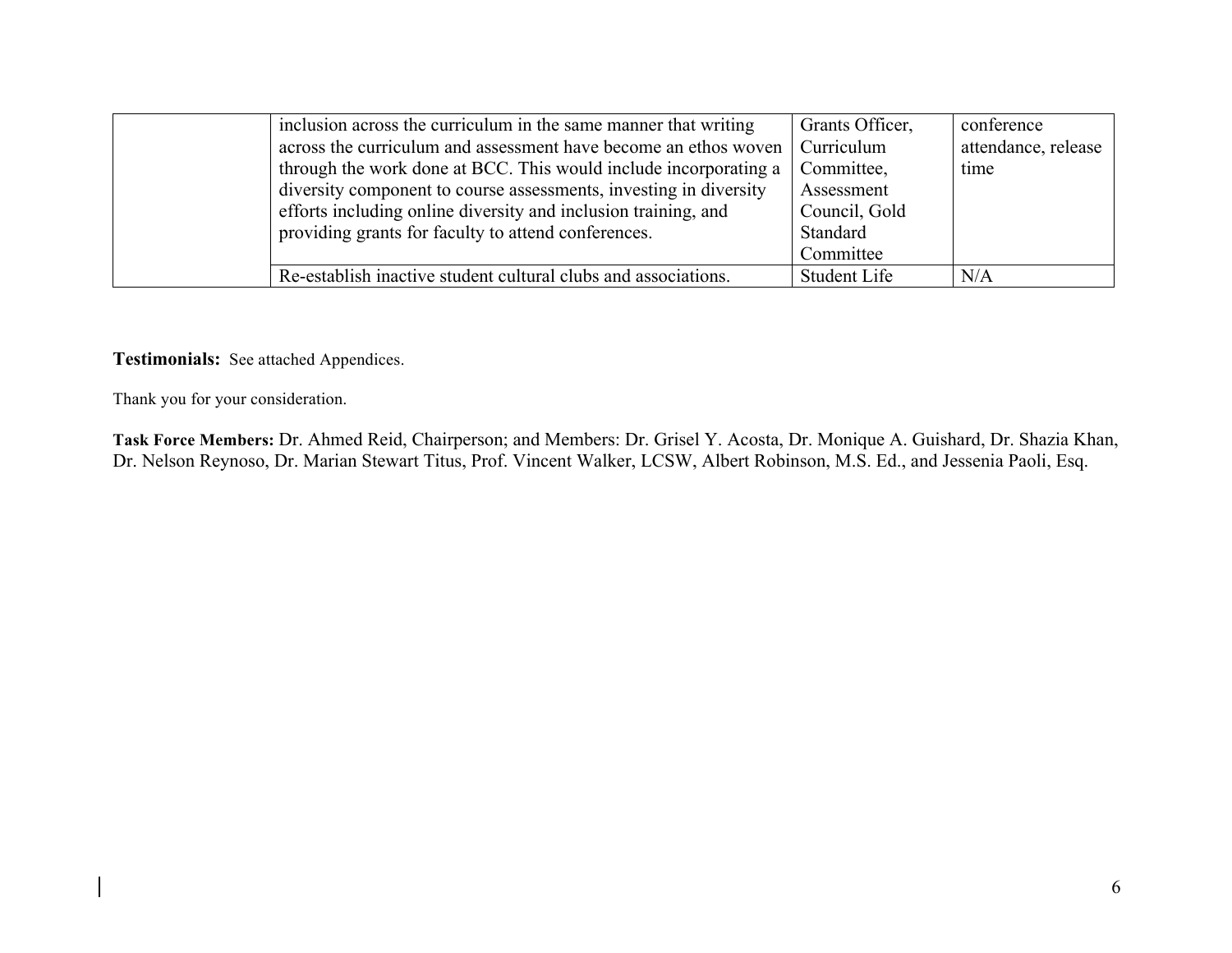| | | | |
|---|---|---|---|
| | inclusion across the curriculum in the same manner that writing across the curriculum and assessment have become an ethos woven through the work done at BCC. This would include incorporating a diversity component to course assessments, investing in diversity efforts including online diversity and inclusion training, and providing grants for faculty to attend conferences. | Grants Officer, Curriculum Committee, Assessment Council, Gold Standard Committee | conference attendance, release time |
| | Re-establish inactive student cultural clubs and associations. | Student Life | N/A |

**Testimonials:** See attached Appendices.

Thank you for your consideration.

**Task Force Members:** Dr. Ahmed Reid, Chairperson; and Members: Dr. Grisel Y. Acosta, Dr. Monique A. Guishard, Dr. Shazia Khan, Dr. Nelson Reynoso, Dr. Marian Stewart Titus, Prof. Vincent Walker, LCSW, Albert Robinson, M.S. Ed., and Jessenia Paoli, Esq.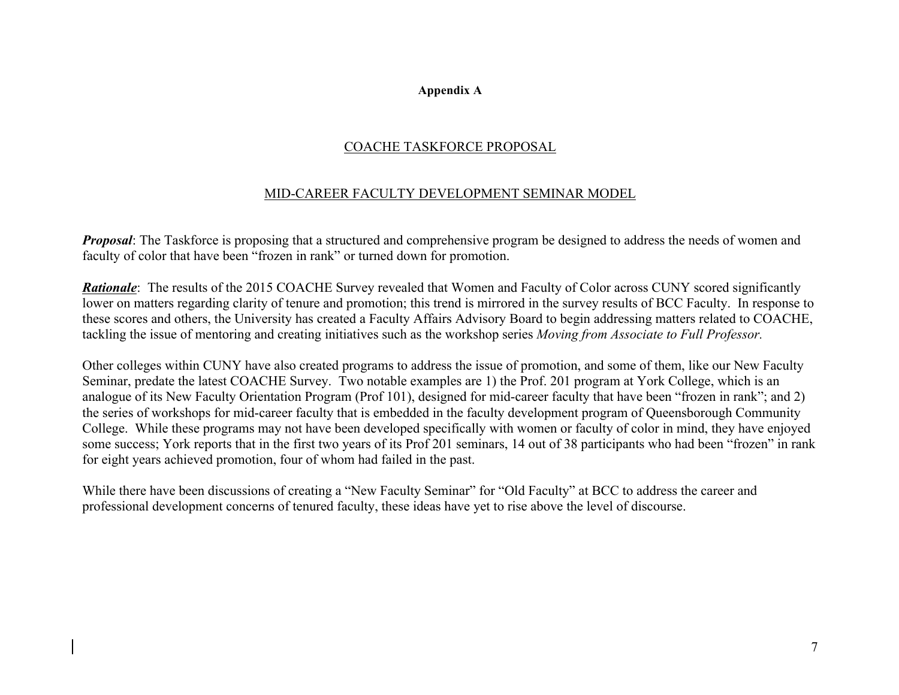**Appendix A**

## COACHE TASKFORCE PROPOSAL

## MID-CAREER FACULTY DEVELOPMENT SEMINAR MODEL

***Proposal***: The Taskforce is proposing that a structured and comprehensive program be designed to address the needs of women and faculty of color that have been "frozen in rank" or turned down for promotion.

***Rationale***: The results of the 2015 COACHE Survey revealed that Women and Faculty of Color across CUNY scored significantly lower on matters regarding clarity of tenure and promotion; this trend is mirrored in the survey results of BCC Faculty. In response to these scores and others, the University has created a Faculty Affairs Advisory Board to begin addressing matters related to COACHE, tackling the issue of mentoring and creating initiatives such as the workshop series *Moving from Associate to Full Professor.*

Other colleges within CUNY have also created programs to address the issue of promotion, and some of them, like our New Faculty Seminar, predate the latest COACHE Survey. Two notable examples are 1) the Prof. 201 program at York College, which is an analogue of its New Faculty Orientation Program (Prof 101), designed for mid-career faculty that have been "frozen in rank"; and 2) the series of workshops for mid-career faculty that is embedded in the faculty development program of Queensborough Community College. While these programs may not have been developed specifically with women or faculty of color in mind, they have enjoyed some success; York reports that in the first two years of its Prof 201 seminars, 14 out of 38 participants who had been "frozen" in rank for eight years achieved promotion, four of whom had failed in the past.

While there have been discussions of creating a "New Faculty Seminar" for "Old Faculty" at BCC to address the career and professional development concerns of tenured faculty, these ideas have yet to rise above the level of discourse.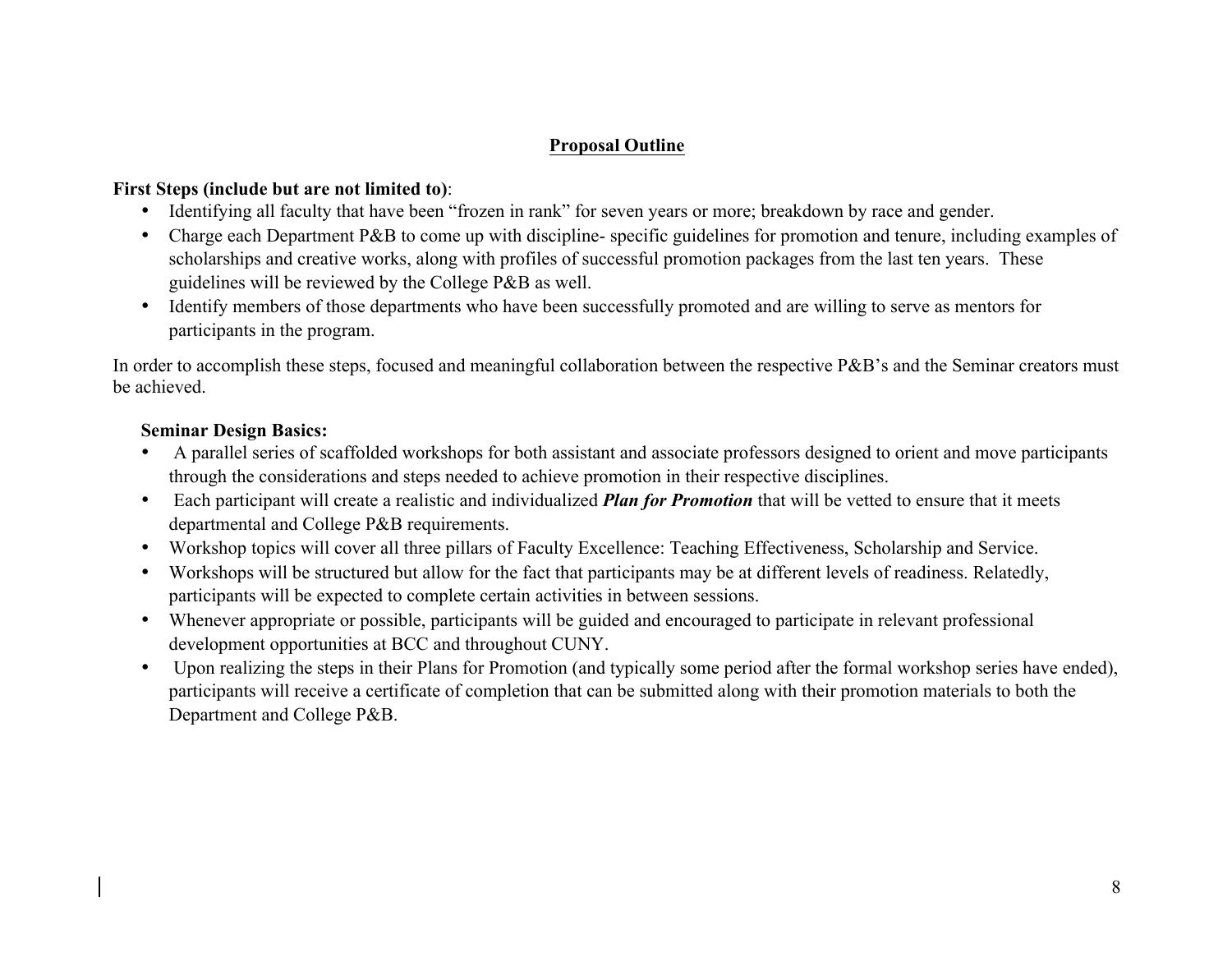## Proposal Outline

**First Steps (include but are not limited to)**:

- Identifying all faculty that have been "frozen in rank" for seven years or more; breakdown by race and gender.
- Charge each Department P&B to come up with discipline- specific guidelines for promotion and tenure, including examples of scholarships and creative works, along with profiles of successful promotion packages from the last ten years. These guidelines will be reviewed by the College P&B as well.
- Identify members of those departments who have been successfully promoted and are willing to serve as mentors for participants in the program.

In order to accomplish these steps, focused and meaningful collaboration between the respective P&B's and the Seminar creators must be achieved.

**Seminar Design Basics:**

- A parallel series of scaffolded workshops for both assistant and associate professors designed to orient and move participants through the considerations and steps needed to achieve promotion in their respective disciplines.
- Each participant will create a realistic and individualized ***Plan for Promotion*** that will be vetted to ensure that it meets departmental and College P&B requirements.
- Workshop topics will cover all three pillars of Faculty Excellence: Teaching Effectiveness, Scholarship and Service.
- Workshops will be structured but allow for the fact that participants may be at different levels of readiness. Relatedly, participants will be expected to complete certain activities in between sessions.
- Whenever appropriate or possible, participants will be guided and encouraged to participate in relevant professional development opportunities at BCC and throughout CUNY.
- Upon realizing the steps in their Plans for Promotion (and typically some period after the formal workshop series have ended), participants will receive a certificate of completion that can be submitted along with their promotion materials to both the Department and College P&B.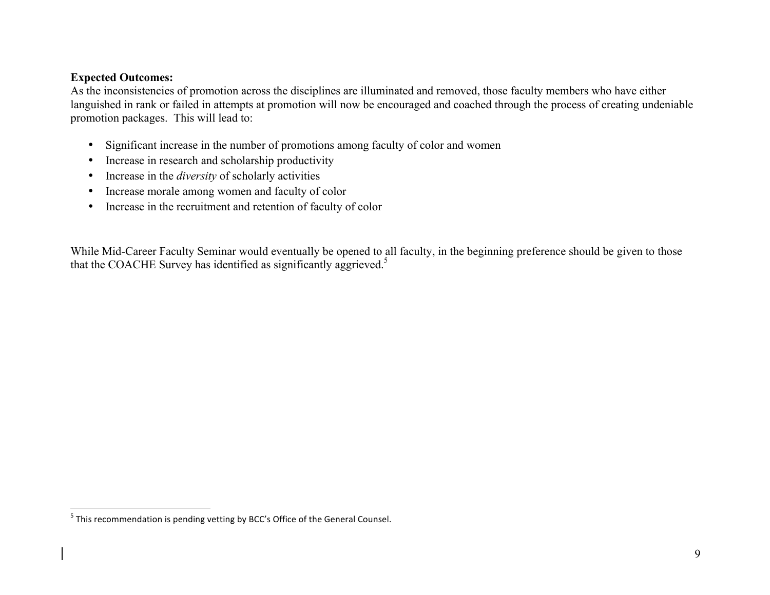**Expected Outcomes:**

As the inconsistencies of promotion across the disciplines are illuminated and removed, those faculty members who have either languished in rank or failed in attempts at promotion will now be encouraged and coached through the process of creating undeniable promotion packages. This will lead to:

- Significant increase in the number of promotions among faculty of color and women
- Increase in research and scholarship productivity
- Increase in the *diversity* of scholarly activities
- Increase morale among women and faculty of color
- Increase in the recruitment and retention of faculty of color

While Mid-Career Faculty Seminar would eventually be opened to all faculty, in the beginning preference should be given to those that the COACHE Survey has identified as significantly aggrieved.[5]

---

[5] This recommendation is pending vetting by BCC's Office of the General Counsel.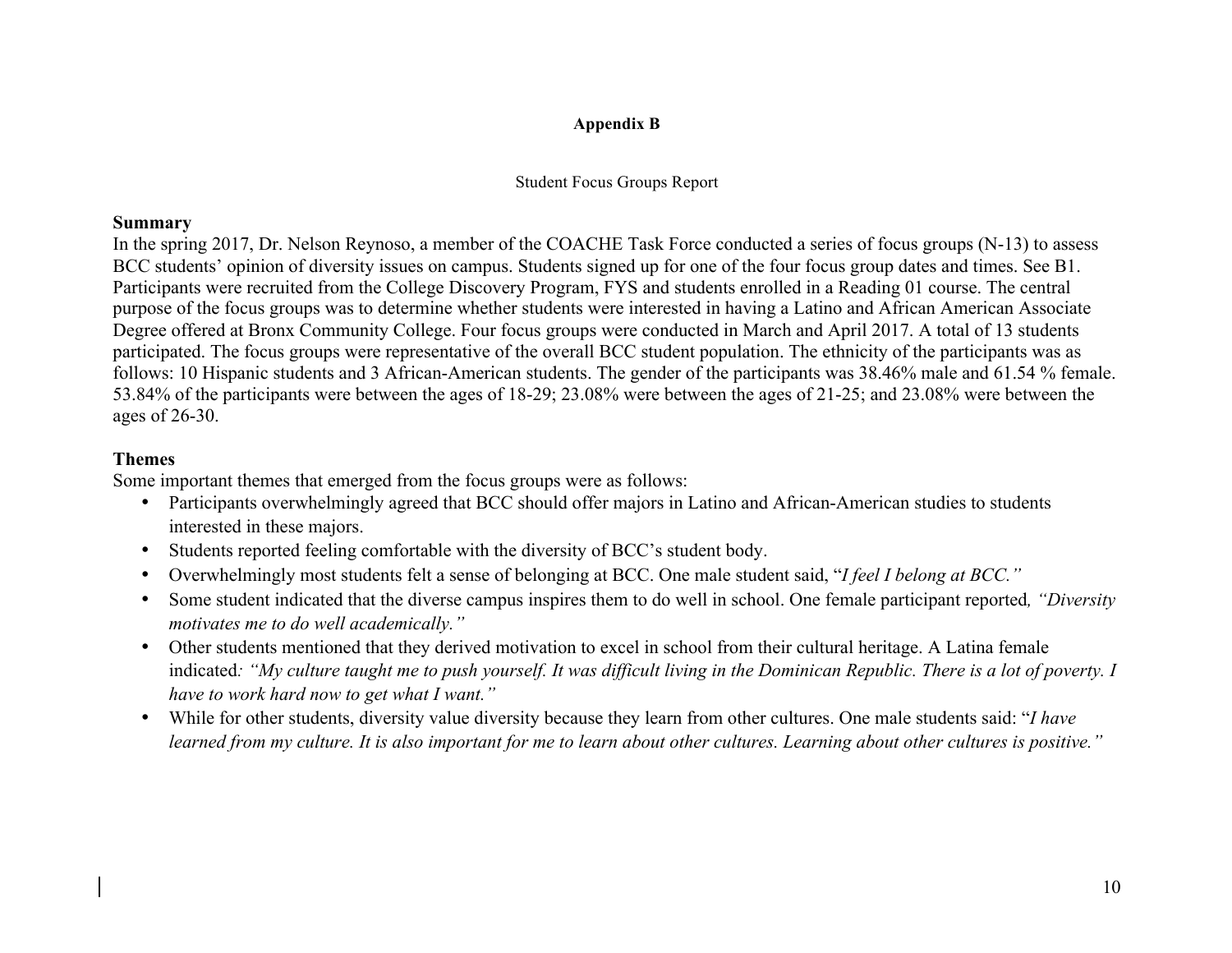**Appendix B**

Student Focus Groups Report

**Summary**

In the spring 2017, Dr. Nelson Reynoso, a member of the COACHE Task Force conducted a series of focus groups (N-13) to assess BCC students' opinion of diversity issues on campus. Students signed up for one of the four focus group dates and times. See B1. Participants were recruited from the College Discovery Program, FYS and students enrolled in a Reading 01 course. The central purpose of the focus groups was to determine whether students were interested in having a Latino and African American Associate Degree offered at Bronx Community College. Four focus groups were conducted in March and April 2017. A total of 13 students participated. The focus groups were representative of the overall BCC student population. The ethnicity of the participants was as follows: 10 Hispanic students and 3 African-American students. The gender of the participants was 38.46% male and 61.54 % female. 53.84% of the participants were between the ages of 18-29; 23.08% were between the ages of 21-25; and 23.08% were between the ages of 26-30.

**Themes**

Some important themes that emerged from the focus groups were as follows:

- Participants overwhelmingly agreed that BCC should offer majors in Latino and African-American studies to students interested in these majors.
- Students reported feeling comfortable with the diversity of BCC's student body.
- Overwhelmingly most students felt a sense of belonging at BCC. One male student said, "*I feel I belong at BCC.*"
- Some student indicated that the diverse campus inspires them to do well in school. One female participant reported*, "Diversity motivates me to do well academically."*
- Other students mentioned that they derived motivation to excel in school from their cultural heritage. A Latina female indicated*: "My culture taught me to push yourself. It was difficult living in the Dominican Republic. There is a lot of poverty. I have to work hard now to get what I want."*
- While for other students, diversity value diversity because they learn from other cultures. One male students said: "*I have learned from my culture. It is also important for me to learn about other cultures. Learning about other cultures is positive."*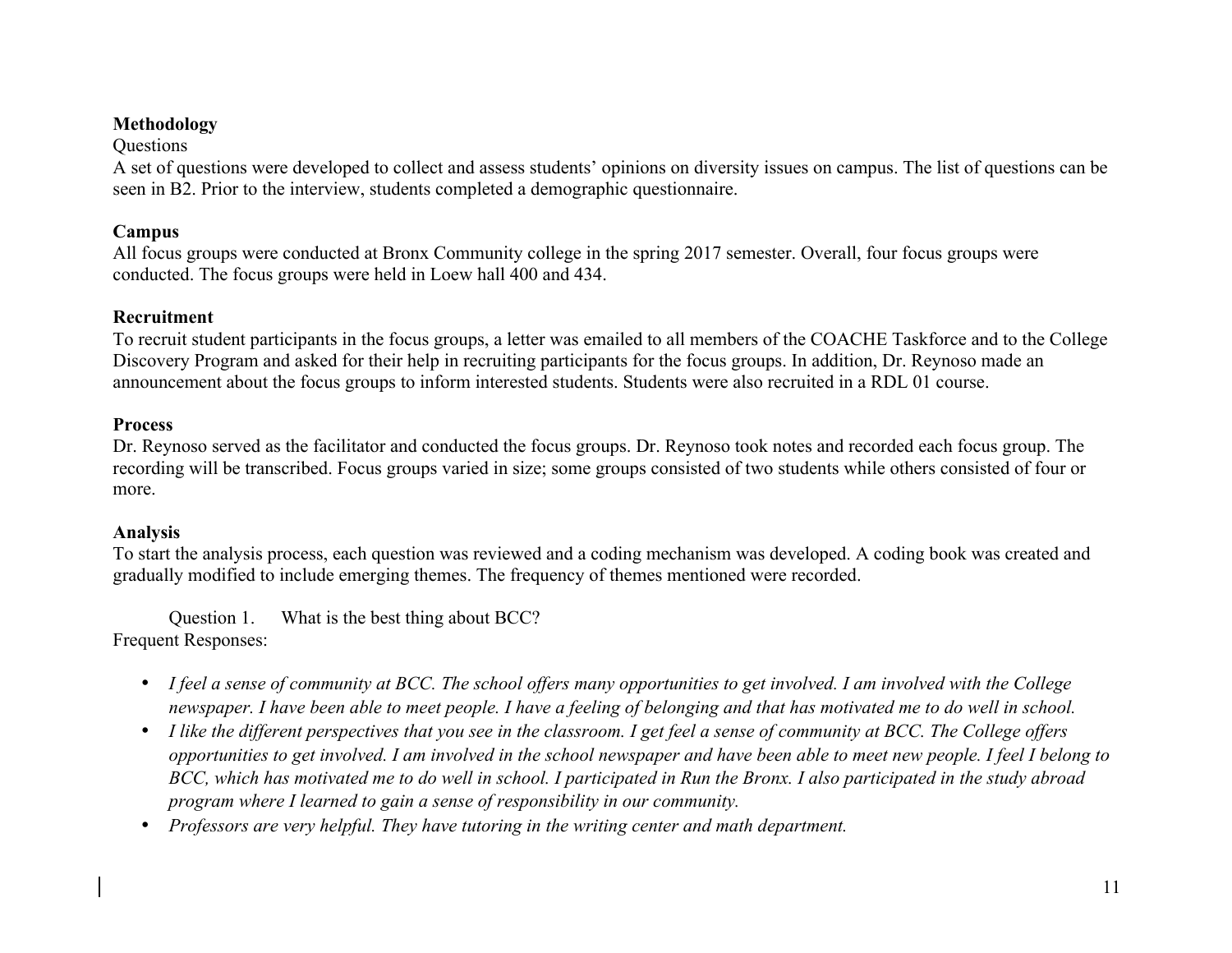**Methodology**

Questions

A set of questions were developed to collect and assess students' opinions on diversity issues on campus. The list of questions can be seen in B2. Prior to the interview, students completed a demographic questionnaire.

**Campus**

All focus groups were conducted at Bronx Community college in the spring 2017 semester. Overall, four focus groups were conducted. The focus groups were held in Loew hall 400 and 434.

**Recruitment**

To recruit student participants in the focus groups, a letter was emailed to all members of the COACHE Taskforce and to the College Discovery Program and asked for their help in recruiting participants for the focus groups. In addition, Dr. Reynoso made an announcement about the focus groups to inform interested students. Students were also recruited in a RDL 01 course.

**Process**

Dr. Reynoso served as the facilitator and conducted the focus groups. Dr. Reynoso took notes and recorded each focus group. The recording will be transcribed. Focus groups varied in size; some groups consisted of two students while others consisted of four or more.

**Analysis**

To start the analysis process, each question was reviewed and a coding mechanism was developed. A coding book was created and gradually modified to include emerging themes. The frequency of themes mentioned were recorded.

Question 1. What is the best thing about BCC?

Frequent Responses:

- *I feel a sense of community at BCC. The school offers many opportunities to get involved. I am involved with the College newspaper. I have been able to meet people. I have a feeling of belonging and that has motivated me to do well in school.*
- *I like the different perspectives that you see in the classroom. I get feel a sense of community at BCC. The College offers opportunities to get involved. I am involved in the school newspaper and have been able to meet new people. I feel I belong to BCC, which has motivated me to do well in school. I participated in Run the Bronx. I also participated in the study abroad program where I learned to gain a sense of responsibility in our community.*
- *Professors are very helpful. They have tutoring in the writing center and math department.*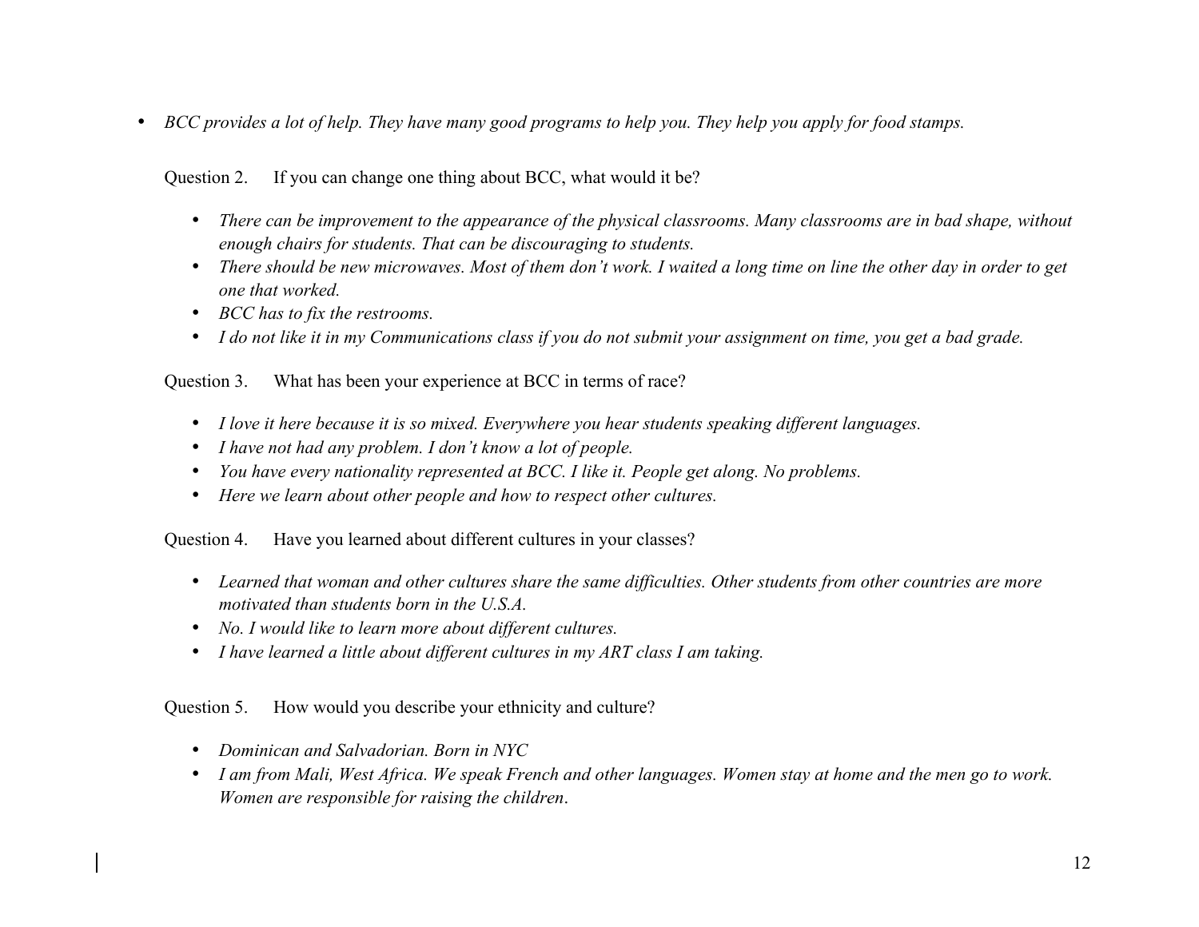- *BCC provides a lot of help. They have many good programs to help you. They help you apply for food stamps.*

Question 2. If you can change one thing about BCC, what would it be?

- *There can be improvement to the appearance of the physical classrooms. Many classrooms are in bad shape, without enough chairs for students. That can be discouraging to students.*
- *There should be new microwaves. Most of them don't work. I waited a long time on line the other day in order to get one that worked.*
- *BCC has to fix the restrooms.*
- *I do not like it in my Communications class if you do not submit your assignment on time, you get a bad grade.*

Question 3. What has been your experience at BCC in terms of race?

- *I love it here because it is so mixed. Everywhere you hear students speaking different languages.*
- *I have not had any problem. I don't know a lot of people.*
- *You have every nationality represented at BCC. I like it. People get along. No problems.*
- *Here we learn about other people and how to respect other cultures.*

Question 4. Have you learned about different cultures in your classes?

- *Learned that woman and other cultures share the same difficulties. Other students from other countries are more motivated than students born in the U.S.A.*
- *No. I would like to learn more about different cultures.*
- *I have learned a little about different cultures in my ART class I am taking.*

Question 5. How would you describe your ethnicity and culture?

- *Dominican and Salvadorian. Born in NYC*
- *I am from Mali, West Africa. We speak French and other languages. Women stay at home and the men go to work. Women are responsible for raising the children*.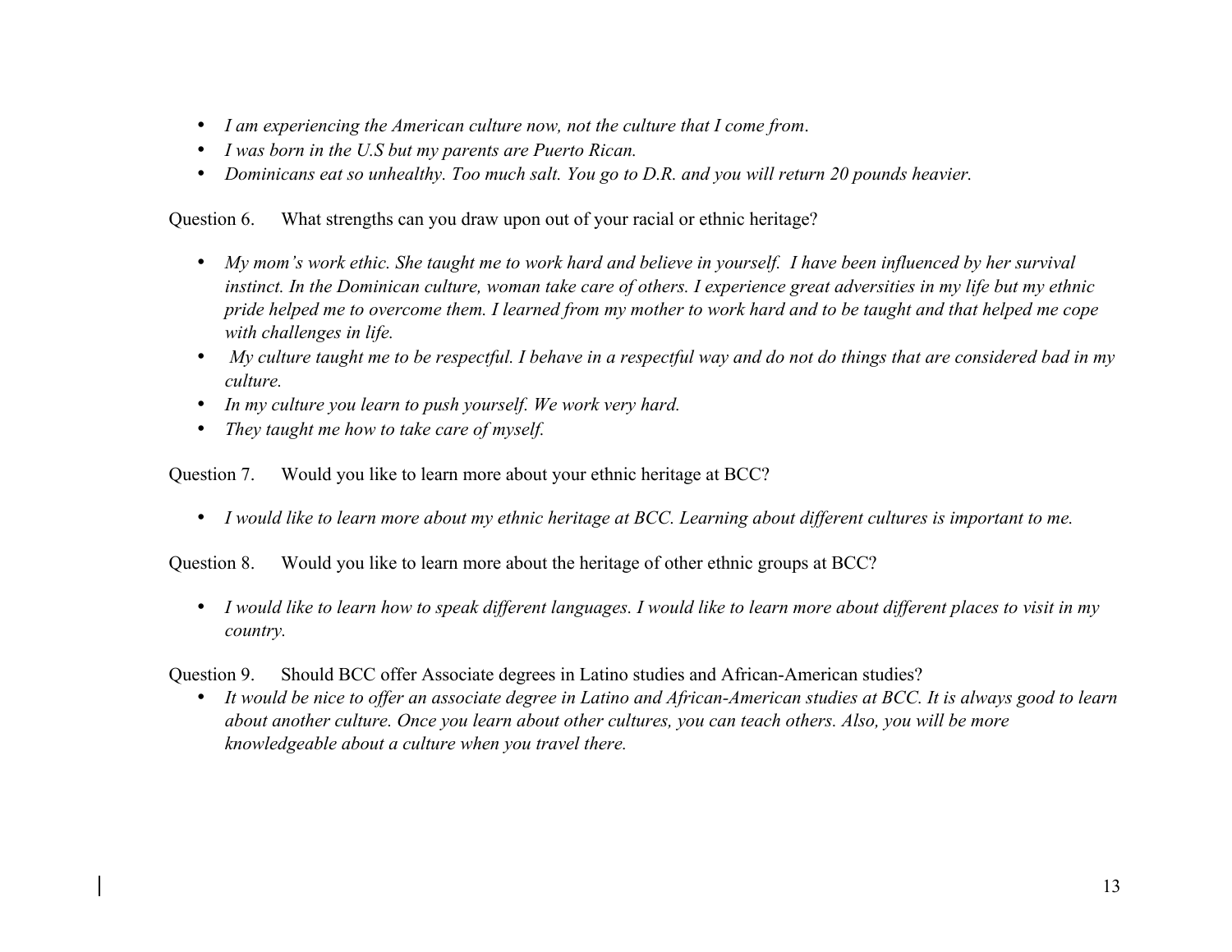- *I am experiencing the American culture now, not the culture that I come from*.
- *I was born in the U.S but my parents are Puerto Rican.*
- *Dominicans eat so unhealthy. Too much salt. You go to D.R. and you will return 20 pounds heavier.*

Question 6. What strengths can you draw upon out of your racial or ethnic heritage?

- *My mom's work ethic. She taught me to work hard and believe in yourself. I have been influenced by her survival instinct. In the Dominican culture, woman take care of others. I experience great adversities in my life but my ethnic pride helped me to overcome them. I learned from my mother to work hard and to be taught and that helped me cope with challenges in life.*
- *My culture taught me to be respectful. I behave in a respectful way and do not do things that are considered bad in my culture.*
- *In my culture you learn to push yourself. We work very hard.*
- *They taught me how to take care of myself.*

Question 7. Would you like to learn more about your ethnic heritage at BCC?

- *I would like to learn more about my ethnic heritage at BCC. Learning about different cultures is important to me.*

Question 8. Would you like to learn more about the heritage of other ethnic groups at BCC?

- *I would like to learn how to speak different languages. I would like to learn more about different places to visit in my country.*

Question 9. Should BCC offer Associate degrees in Latino studies and African-American studies?

- *It would be nice to offer an associate degree in Latino and African-American studies at BCC. It is always good to learn about another culture. Once you learn about other cultures, you can teach others. Also, you will be more knowledgeable about a culture when you travel there.*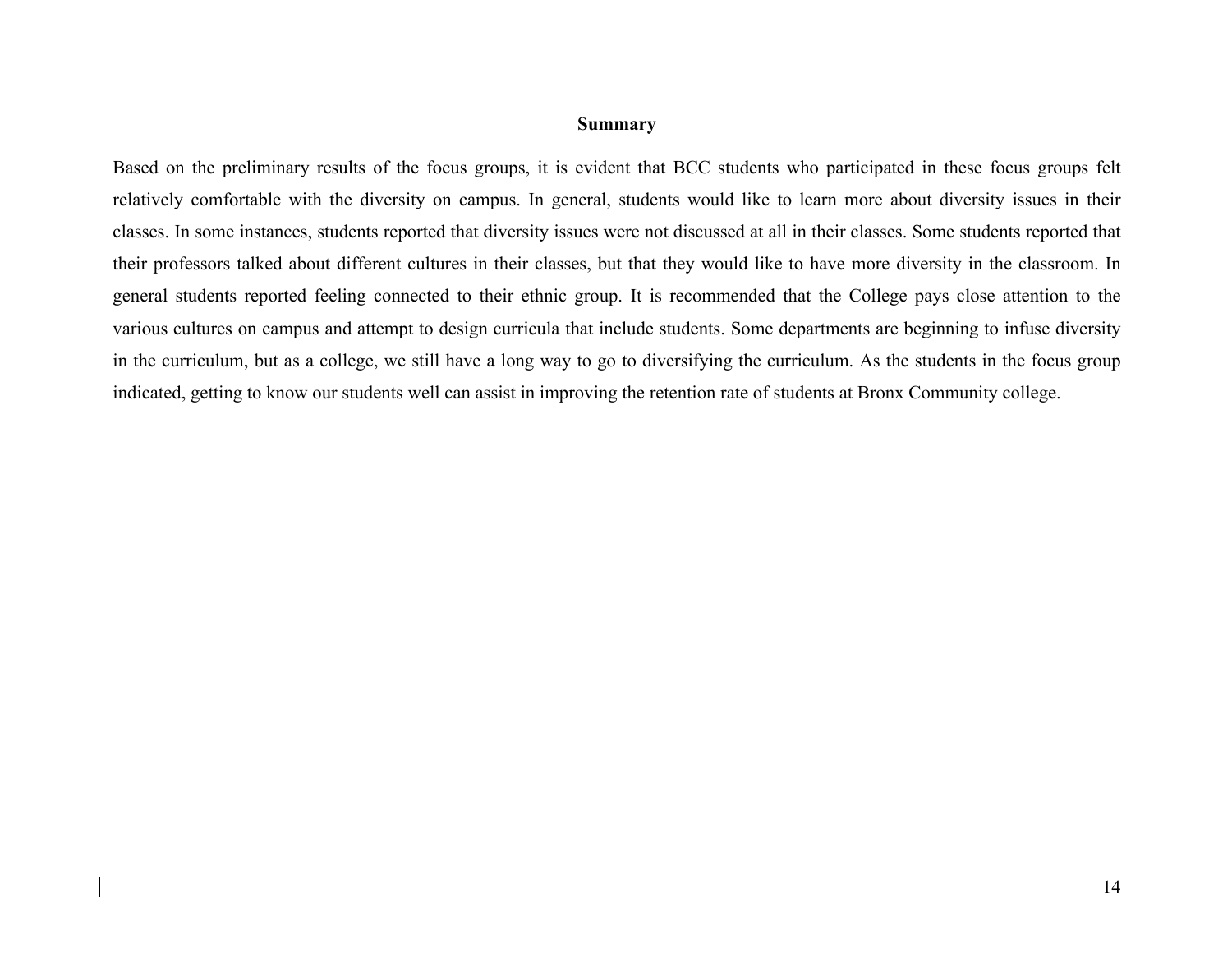## Summary

Based on the preliminary results of the focus groups, it is evident that BCC students who participated in these focus groups felt relatively comfortable with the diversity on campus. In general, students would like to learn more about diversity issues in their classes. In some instances, students reported that diversity issues were not discussed at all in their classes. Some students reported that their professors talked about different cultures in their classes, but that they would like to have more diversity in the classroom. In general students reported feeling connected to their ethnic group. It is recommended that the College pays close attention to the various cultures on campus and attempt to design curricula that include students. Some departments are beginning to infuse diversity in the curriculum, but as a college, we still have a long way to go to diversifying the curriculum. As the students in the focus group indicated, getting to know our students well can assist in improving the retention rate of students at Bronx Community college.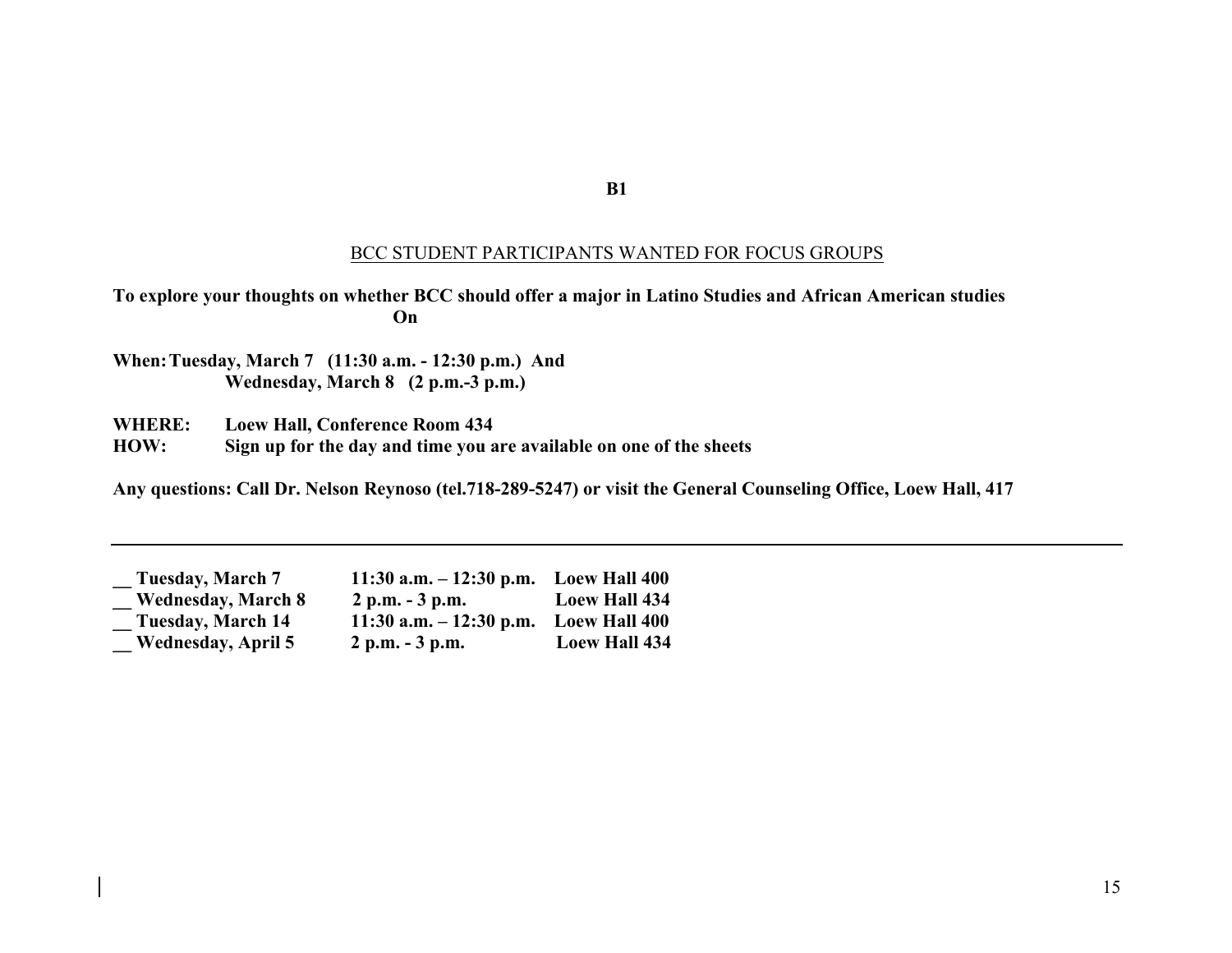**B1**

BCC STUDENT PARTICIPANTS WANTED FOR FOCUS GROUPS

**To explore your thoughts on whether BCC should offer a major in Latino Studies and African American studies**
**On**

**When: Tuesday, March 7 (11:30 a.m. - 12:30 p.m.) And**
**Wednesday, March 8 (2 p.m.-3 p.m.)**

**WHERE: Loew Hall, Conference Room 434**
**HOW: Sign up for the day and time you are available on one of the sheets**

**Any questions: Call Dr. Nelson Reynoso (tel.718-289-5247) or visit the General Counseling Office, Loew Hall, 417**

---

| | | |
|---|---|---|
| **__ Tuesday, March 7** | **11:30 a.m. – 12:30 p.m.** | **Loew Hall 400** |
| **__ Wednesday, March 8** | **2 p.m. - 3 p.m.** | **Loew Hall 434** |
| **__ Tuesday, March 14** | **11:30 a.m. – 12:30 p.m.** | **Loew Hall 400** |
| **__ Wednesday, April 5** | **2 p.m. - 3 p.m.** | **Loew Hall 434** |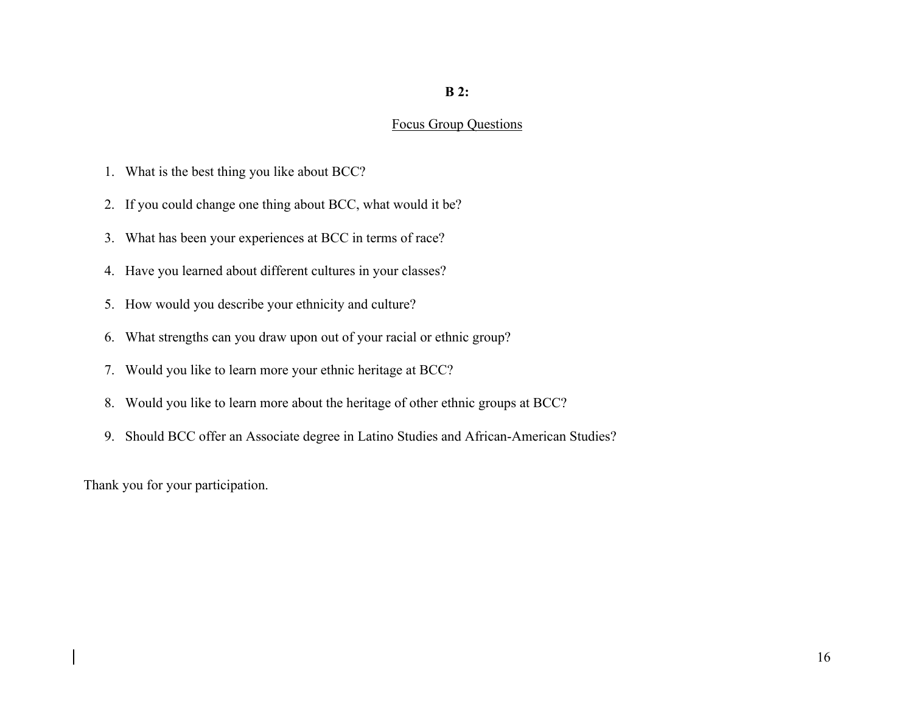**B 2:**

Focus Group Questions

1. What is the best thing you like about BCC?
2. If you could change one thing about BCC, what would it be?
3. What has been your experiences at BCC in terms of race?
4. Have you learned about different cultures in your classes?
5. How would you describe your ethnicity and culture?
6. What strengths can you draw upon out of your racial or ethnic group?
7. Would you like to learn more your ethnic heritage at BCC?
8. Would you like to learn more about the heritage of other ethnic groups at BCC?
9. Should BCC offer an Associate degree in Latino Studies and African-American Studies?

Thank you for your participation.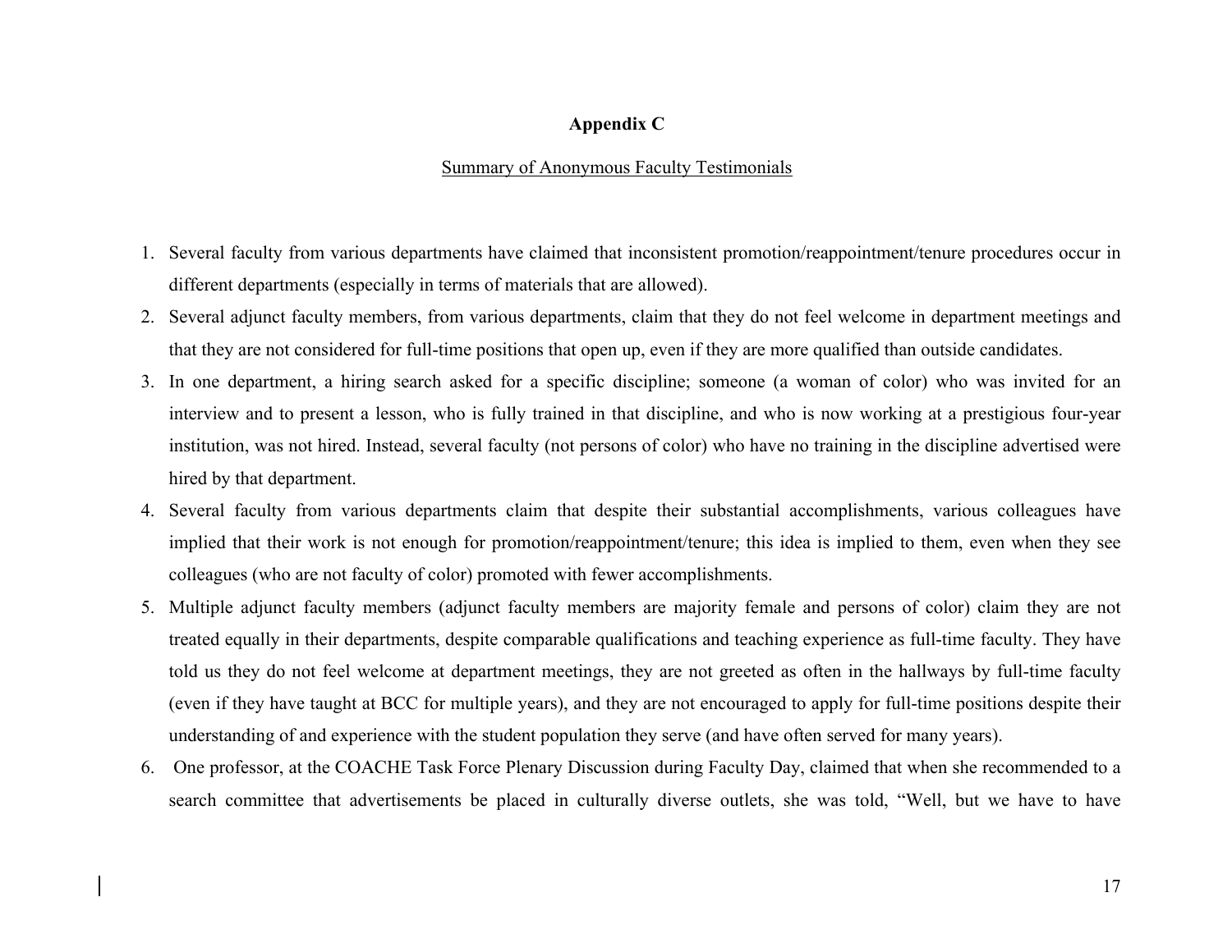## Appendix C

Summary of Anonymous Faculty Testimonials

1. Several faculty from various departments have claimed that inconsistent promotion/reappointment/tenure procedures occur in different departments (especially in terms of materials that are allowed).
2. Several adjunct faculty members, from various departments, claim that they do not feel welcome in department meetings and that they are not considered for full-time positions that open up, even if they are more qualified than outside candidates.
3. In one department, a hiring search asked for a specific discipline; someone (a woman of color) who was invited for an interview and to present a lesson, who is fully trained in that discipline, and who is now working at a prestigious four-year institution, was not hired. Instead, several faculty (not persons of color) who have no training in the discipline advertised were hired by that department.
4. Several faculty from various departments claim that despite their substantial accomplishments, various colleagues have implied that their work is not enough for promotion/reappointment/tenure; this idea is implied to them, even when they see colleagues (who are not faculty of color) promoted with fewer accomplishments.
5. Multiple adjunct faculty members (adjunct faculty members are majority female and persons of color) claim they are not treated equally in their departments, despite comparable qualifications and teaching experience as full-time faculty. They have told us they do not feel welcome at department meetings, they are not greeted as often in the hallways by full-time faculty (even if they have taught at BCC for multiple years), and they are not encouraged to apply for full-time positions despite their understanding of and experience with the student population they serve (and have often served for many years).
6. One professor, at the COACHE Task Force Plenary Discussion during Faculty Day, claimed that when she recommended to a search committee that advertisements be placed in culturally diverse outlets, she was told, "Well, but we have to have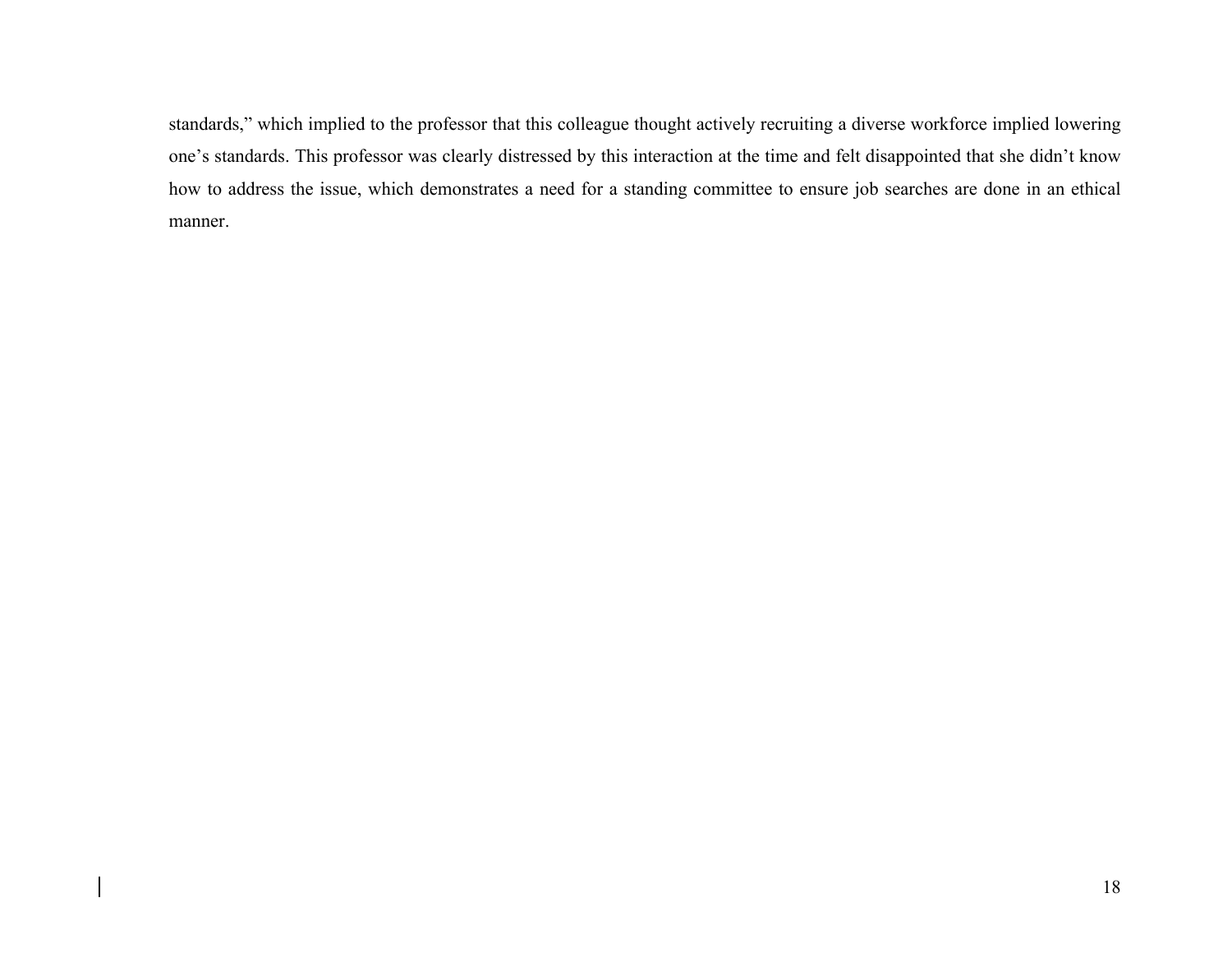standards," which implied to the professor that this colleague thought actively recruiting a diverse workforce implied lowering one's standards. This professor was clearly distressed by this interaction at the time and felt disappointed that she didn't know how to address the issue, which demonstrates a need for a standing committee to ensure job searches are done in an ethical manner.